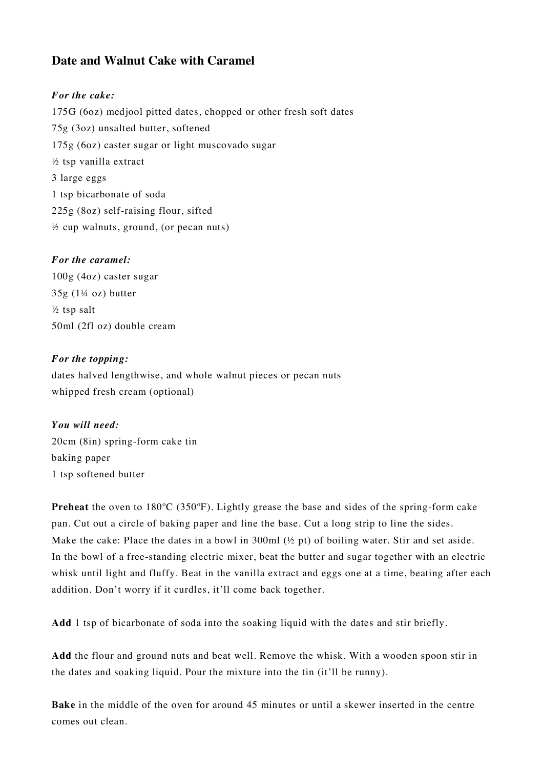## Date and Walnut Cake with Caramel

***For the cake:***

175G (6oz) medjool pitted dates, chopped or other fresh soft dates
75g (3oz) unsalted butter, softened
175g (6oz) caster sugar or light muscovado sugar
½ tsp vanilla extract
3 large eggs
1 tsp bicarbonate of soda
225g (8oz) self-raising flour, sifted
½ cup walnuts, ground, (or pecan nuts)

***For the caramel:***

100g (4oz) caster sugar
35g (1¼ oz) butter
½ tsp salt
50ml (2fl oz) double cream

***For the topping:***

dates halved lengthwise, and whole walnut pieces or pecan nuts
whipped fresh cream (optional)

***You will need:***

20cm (8in) spring-form cake tin
baking paper
1 tsp softened butter

**Preheat** the oven to 180ºC (350ºF). Lightly grease the base and sides of the spring-form cake pan. Cut out a circle of baking paper and line the base. Cut a long strip to line the sides.
Make the cake: Place the dates in a bowl in 300ml (½ pt) of boiling water. Stir and set aside.
In the bowl of a free-standing electric mixer, beat the butter and sugar together with an electric whisk until light and fluffy. Beat in the vanilla extract and eggs one at a time, beating after each addition. Don't worry if it curdles, it'll come back together.

**Add** 1 tsp of bicarbonate of soda into the soaking liquid with the dates and stir briefly.

**Add** the flour and ground nuts and beat well. Remove the whisk. With a wooden spoon stir in the dates and soaking liquid. Pour the mixture into the tin (it'll be runny).

**Bake** in the middle of the oven for around 45 minutes or until a skewer inserted in the centre comes out clean.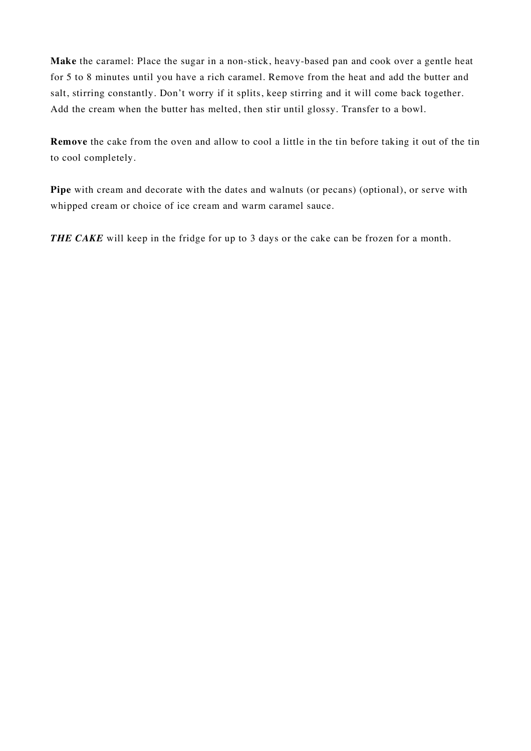**Make** the caramel: Place the sugar in a non-stick, heavy-based pan and cook over a gentle heat for 5 to 8 minutes until you have a rich caramel. Remove from the heat and add the butter and salt, stirring constantly. Don't worry if it splits, keep stirring and it will come back together. Add the cream when the butter has melted, then stir until glossy. Transfer to a bowl.

**Remove** the cake from the oven and allow to cool a little in the tin before taking it out of the tin to cool completely.

**Pipe** with cream and decorate with the dates and walnuts (or pecans) (optional), or serve with whipped cream or choice of ice cream and warm caramel sauce.

***THE CAKE*** will keep in the fridge for up to 3 days or the cake can be frozen for a month.